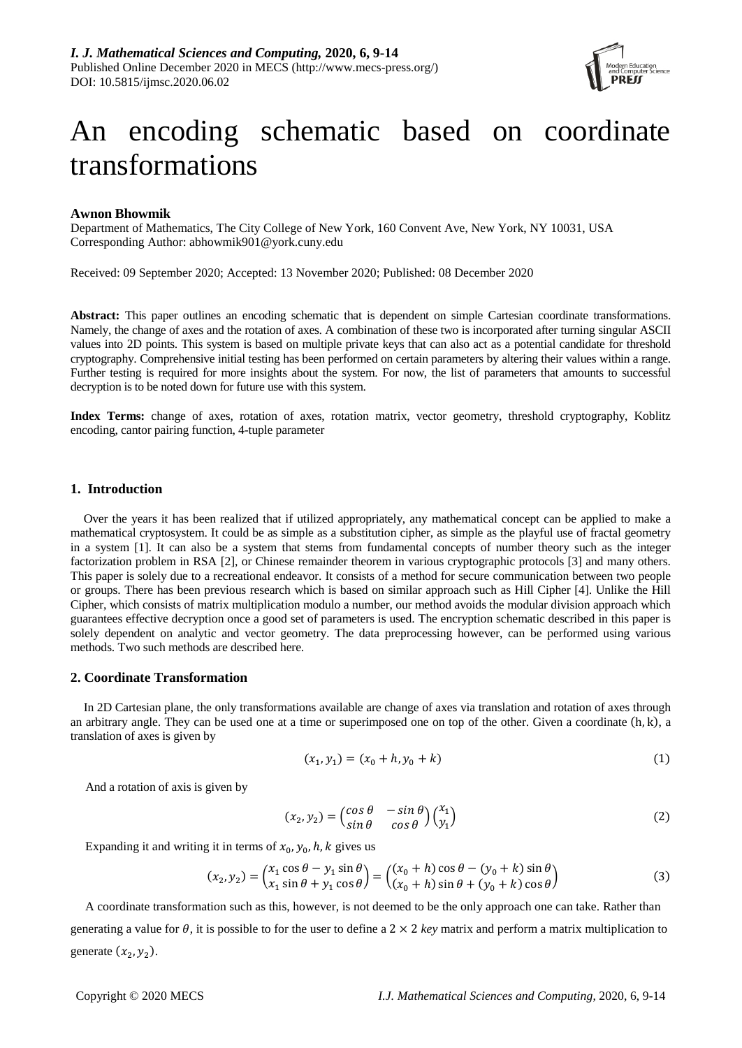# An encoding schematic based on coordinate transformations

**Awnon Bhowmik**

Department of Mathematics, The City College of New York, 160 Convent Ave, New York, NY 10031, USA
Corresponding Author: abhowmik901@york.cuny.edu

Received: 09 September 2020; Accepted: 13 November 2020; Published: 08 December 2020

**Abstract:** This paper outlines an encoding schematic that is dependent on simple Cartesian coordinate transformations. Namely, the change of axes and the rotation of axes. A combination of these two is incorporated after turning singular ASCII values into 2D points. This system is based on multiple private keys that can also act as a potential candidate for threshold cryptography. Comprehensive initial testing has been performed on certain parameters by altering their values within a range. Further testing is required for more insights about the system. For now, the list of parameters that amounts to successful decryption is to be noted down for future use with this system.

**Index Terms:** change of axes, rotation of axes, rotation matrix, vector geometry, threshold cryptography, Koblitz encoding, cantor pairing function, 4-tuple parameter

## 1. Introduction

Over the years it has been realized that if utilized appropriately, any mathematical concept can be applied to make a mathematical cryptosystem. It could be as simple as a substitution cipher, as simple as the playful use of fractal geometry in a system [1]. It can also be a system that stems from fundamental concepts of number theory such as the integer factorization problem in RSA [2], or Chinese remainder theorem in various cryptographic protocols [3] and many others. This paper is solely due to a recreational endeavor. It consists of a method for secure communication between two people or groups. There has been previous research which is based on similar approach such as Hill Cipher [4]. Unlike the Hill Cipher, which consists of matrix multiplication modulo a number, our method avoids the modular division approach which guarantees effective decryption once a good set of parameters is used. The encryption schematic described in this paper is solely dependent on analytic and vector geometry. The data preprocessing however, can be performed using various methods. Two such methods are described here.

## 2. Coordinate Transformation

In 2D Cartesian plane, the only transformations available are change of axes via translation and rotation of axes through an arbitrary angle. They can be used one at a time or superimposed one on top of the other. Given a coordinate $(h, k)$, a translation of axes is given by

$$(x_1, y_1) = (x_0 + h, y_0 + k) \tag{1}$$

And a rotation of axis is given by

$$(x_2, y_2) = \begin{pmatrix} \cos\theta & -\sin\theta \\ \sin\theta & \cos\theta \end{pmatrix} \begin{pmatrix} x_1 \\ y_1 \end{pmatrix} \tag{2}$$

Expanding it and writing it in terms of $x_0, y_0, h, k$ gives us

$$(x_2, y_2) = \begin{pmatrix} x_1 \cos\theta - y_1 \sin\theta \\ x_1 \sin\theta + y_1 \cos\theta \end{pmatrix} = \begin{pmatrix} (x_0 + h)\cos\theta - (y_0 + k)\sin\theta \\ (x_0 + h)\sin\theta + (y_0 + k)\cos\theta \end{pmatrix} \tag{3}$$

A coordinate transformation such as this, however, is not deemed to be the only approach one can take. Rather than generating a value for $\theta$, it is possible to for the user to define a $2 \times 2$ *key* matrix and perform a matrix multiplication to generate $(x_2, y_2)$.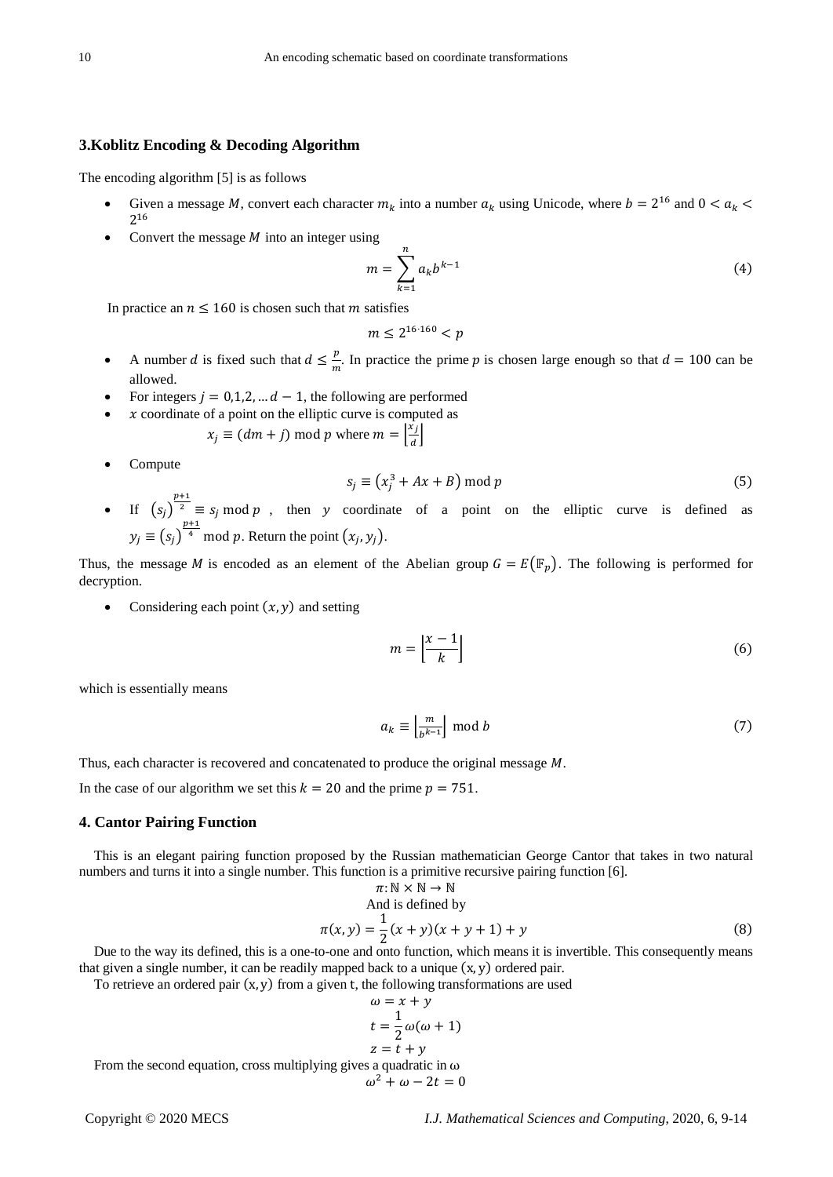## 3.Koblitz Encoding & Decoding Algorithm

The encoding algorithm [5] is as follows

- Given a message $M$, convert each character $m_k$ into a number $a_k$ using Unicode, where $b = 2^{16}$ and $0 < a_k < 2^{16}$
- Convert the message $M$ into an integer using

$$m = \sum_{k=1}^{n} a_k b^{k-1} \tag{4}$$

In practice an $n \leq 160$ is chosen such that $m$ satisfies

$$m \leq 2^{16 \cdot 160} < p$$

- A number $d$ is fixed such that $d \leq \frac{p}{m}$. In practice the prime $p$ is chosen large enough so that $d = 100$ can be allowed.
- For integers $j = 0,1,2, \ldots d - 1$, the following are performed
- $x$ coordinate of a point on the elliptic curve is computed as
  $x_j \equiv (dm + j) \bmod p$ where $m = \left\lfloor \frac{x_j}{d} \right\rfloor$
- Compute

$$s_j \equiv \left(x_j^3 + Ax + B\right) \bmod p \tag{5}$$

- If $\left(s_j\right)^{\frac{p+1}{2}} \equiv s_j \bmod p$, then $y$ coordinate of a point on the elliptic curve is defined as $y_j \equiv \left(s_j\right)^{\frac{p+1}{4}} \bmod p$. Return the point $\left(x_j, y_j\right)$.

Thus, the message $M$ is encoded as an element of the Abelian group $G = E\left(\mathbb{F}_p\right)$. The following is performed for decryption.

- Considering each point $(x, y)$ and setting

$$m = \left\lfloor \frac{x - 1}{k} \right\rfloor \tag{6}$$

which is essentially means

$$a_k \equiv \left\lfloor \frac{m}{b^{k-1}} \right\rfloor \bmod b \tag{7}$$

Thus, each character is recovered and concatenated to produce the original message $M$.

In the case of our algorithm we set this $k = 20$ and the prime $p = 751$.

## 4. Cantor Pairing Function

This is an elegant pairing function proposed by the Russian mathematician George Cantor that takes in two natural numbers and turns it into a single number. This function is a primitive recursive pairing function [6].

$$\pi: \mathbb{N} \times \mathbb{N} \rightarrow \mathbb{N}$$

And is defined by

$$\pi(x, y) = \frac{1}{2}(x + y)(x + y + 1) + y \tag{8}$$

Due to the way its defined, this is a one-to-one and onto function, which means it is invertible. This consequently means that given a single number, it can be readily mapped back to a unique $(x, y)$ ordered pair.

To retrieve an ordered pair $(x, y)$ from a given $t$, the following transformations are used

$$\omega = x + y$$

$$t = \frac{1}{2}\omega(\omega + 1)$$

$$z = t + y$$

From the second equation, cross multiplying gives a quadratic in $\omega$

$$\omega^2 + \omega - 2t = 0$$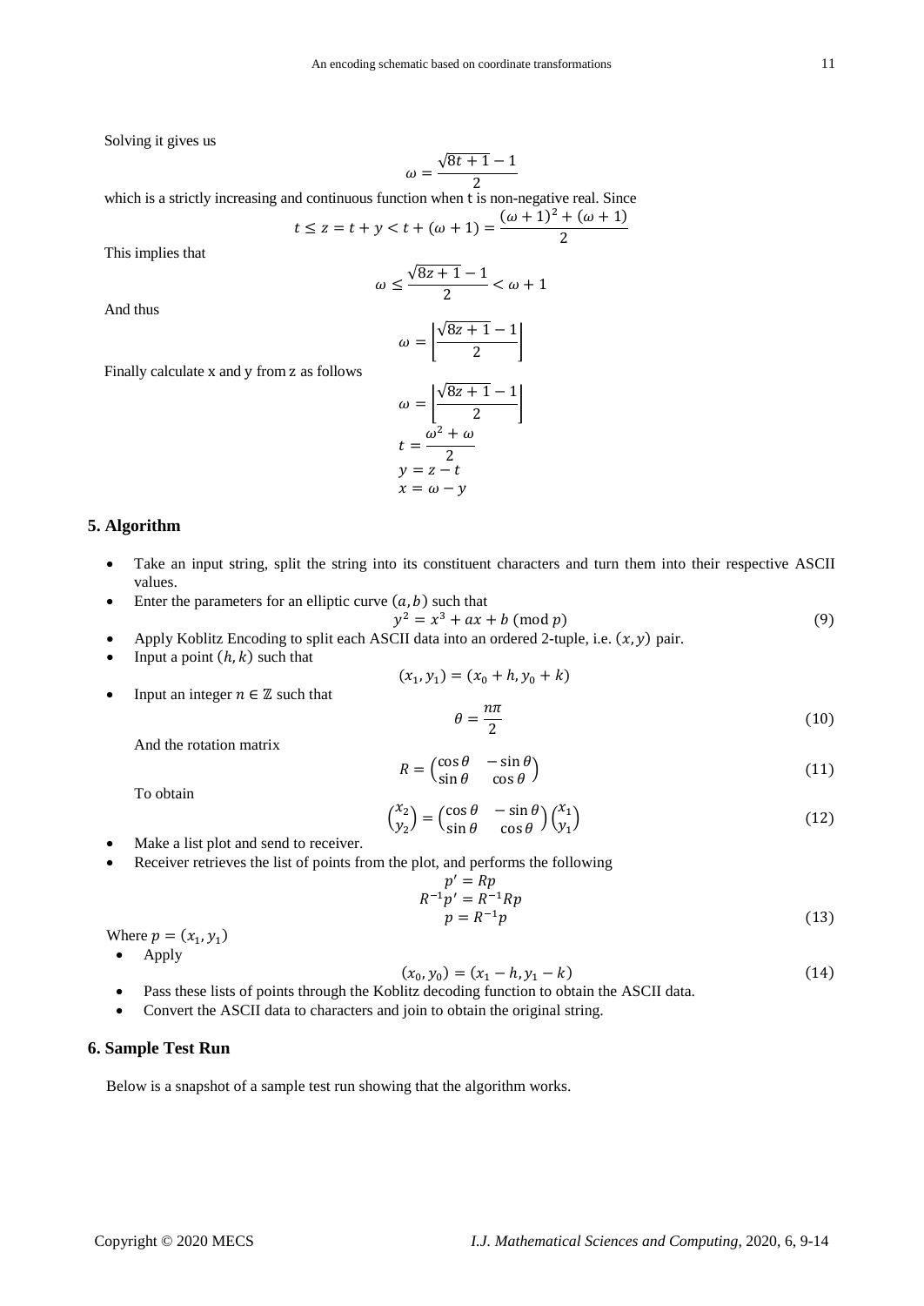Solving it gives us

$$\omega = \frac{\sqrt{8t+1}-1}{2}$$

which is a strictly increasing and continuous function when t is non-negative real. Since

$$t \leq z = t + y < t + (\omega + 1) = \frac{(\omega+1)^2 + (\omega+1)}{2}$$

This implies that

$$\omega \leq \frac{\sqrt{8z+1}-1}{2} < \omega + 1$$

And thus

$$\omega = \left\lfloor \frac{\sqrt{8z+1}-1}{2} \right\rfloor$$

Finally calculate x and y from z as follows

$$\omega = \left\lfloor \frac{\sqrt{8z+1}-1}{2} \right\rfloor$$
$$t = \frac{\omega^2 + \omega}{2}$$
$$y = z - t$$
$$x = \omega - y$$

## 5. Algorithm

- Take an input string, split the string into its constituent characters and turn them into their respective ASCII values.
- Enter the parameters for an elliptic curve $(a, b)$ such that

$$y^2 = x^3 + ax + b \pmod{p} \tag{9}$$

- Apply Koblitz Encoding to split each ASCII data into an ordered 2-tuple, i.e. $(x, y)$ pair.
- Input a point $(h, k)$ such that

$$(x_1, y_1) = (x_0 + h, y_0 + k)$$

- Input an integer $n \in \mathbb{Z}$ such that

$$\theta = \frac{n\pi}{2} \tag{10}$$

  And the rotation matrix

$$R = \begin{pmatrix} \cos\theta & -\sin\theta \\ \sin\theta & \cos\theta \end{pmatrix} \tag{11}$$

  To obtain

$$\begin{pmatrix} x_2 \\ y_2 \end{pmatrix} = \begin{pmatrix} \cos\theta & -\sin\theta \\ \sin\theta & \cos\theta \end{pmatrix} \begin{pmatrix} x_1 \\ y_1 \end{pmatrix} \tag{12}$$

- Make a list plot and send to receiver.
- Receiver retrieves the list of points from the plot, and performs the following

$$p' = Rp$$
$$R^{-1}p' = R^{-1}Rp$$
$$p = R^{-1}p \tag{13}$$

Where $p = (x_1, y_1)$

- Apply

$$(x_0, y_0) = (x_1 - h, y_1 - k) \tag{14}$$

- Pass these lists of points through the Koblitz decoding function to obtain the ASCII data.
- Convert the ASCII data to characters and join to obtain the original string.

## 6. Sample Test Run

Below is a snapshot of a sample test run showing that the algorithm works.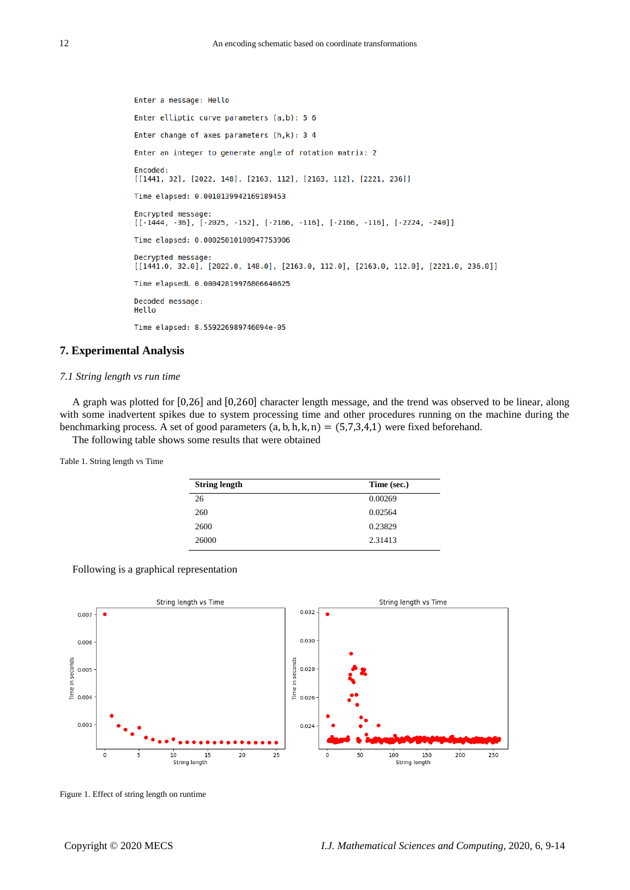```
Enter a message: Hello

Enter elliptic curve parameters (a,b): 5 6

Enter change of axes parameters (h,k): 3 4

Enter an integer to generate angle of rotation matrix: 2

Encoded:
[[1441, 32], [2022, 148], [2163, 112], [2163, 112], [2221, 236]]

Time elapsed: 0.0010139942169189453

Encrypted message:
[[-1444, -36], [-2025, -152], [-2166, -116], [-2166, -116], [-2224, -240]]

Time elapsed: 0.00025010108947753906

Decrypted message:
[[1441.0, 32.0], [2022.0, 148.0], [2163.0, 112.0], [2163.0, 112.0], [2221.0, 236.0]]

Time elapsedL 0.00042819976806640625

Decoded message:
Hello

Time elapsed: 8.559226989746094e-05
```

## 7. Experimental Analysis

### *7.1 String length vs run time*

A graph was plotted for [0,26] and [0,260] character length message, and the trend was observed to be linear, along with some inadvertent spikes due to system processing time and other procedures running on the machine during the benchmarking process. A set of good parameters $(a, b, h, k, n) = (5,7,3,4,1)$ were fixed beforehand.

The following table shows some results that were obtained

Table 1. String length vs Time

| String length | Time (sec.) |
|---|---|
| 26 | 0.00269 |
| 260 | 0.02564 |
| 2600 | 0.23829 |
| 26000 | 2.31413 |

Following is a graphical representation

Figure 1. Effect of string length on runtime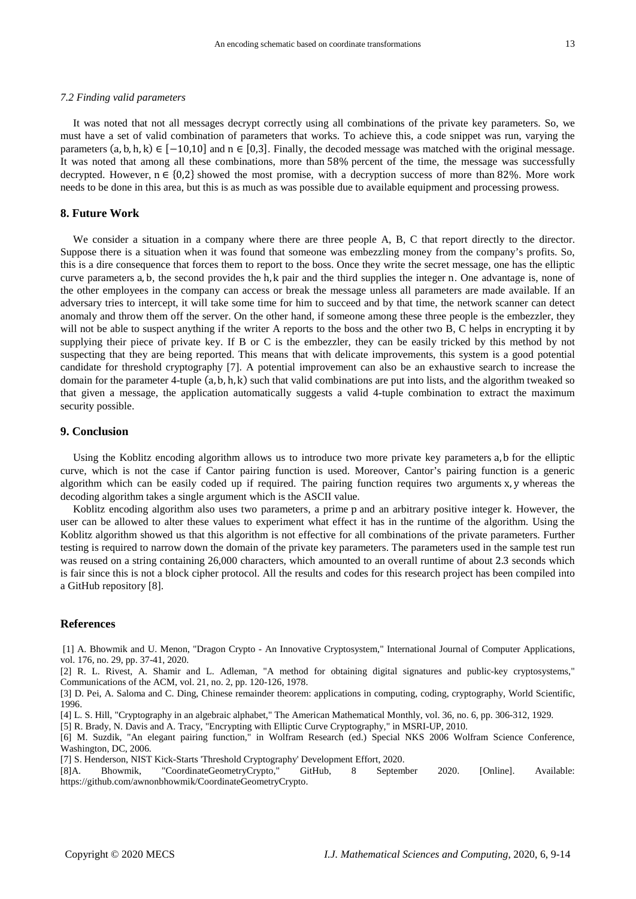### *7.2 Finding valid parameters*

It was noted that not all messages decrypt correctly using all combinations of the private key parameters. So, we must have a set of valid combination of parameters that works. To achieve this, a code snippet was run, varying the parameters $(a, b, h, k) \in [-10,10]$ and $n \in [0,3]$. Finally, the decoded message was matched with the original message. It was noted that among all these combinations, more than $58\%$ percent of the time, the message was successfully decrypted. However, $n \in \{0,2\}$ showed the most promise, with a decryption success of more than $82\%$. More work needs to be done in this area, but this is as much as was possible due to available equipment and processing prowess.

## 8. Future Work

We consider a situation in a company where there are three people A, B, C that report directly to the director. Suppose there is a situation when it was found that someone was embezzling money from the company's profits. So, this is a dire consequence that forces them to report to the boss. Once they write the secret message, one has the elliptic curve parameters $a, b$, the second provides the $h, k$ pair and the third supplies the integer $n$. One advantage is, none of the other employees in the company can access or break the message unless all parameters are made available. If an adversary tries to intercept, it will take some time for him to succeed and by that time, the network scanner can detect anomaly and throw them off the server. On the other hand, if someone among these three people is the embezzler, they will not be able to suspect anything if the writer A reports to the boss and the other two B, C helps in encrypting it by supplying their piece of private key. If B or C is the embezzler, they can be easily tricked by this method by not suspecting that they are being reported. This means that with delicate improvements, this system is a good potential candidate for threshold cryptography [7]. A potential improvement can also be an exhaustive search to increase the domain for the parameter 4-tuple $(a, b, h, k)$ such that valid combinations are put into lists, and the algorithm tweaked so that given a message, the application automatically suggests a valid 4-tuple combination to extract the maximum security possible.

## 9. Conclusion

Using the Koblitz encoding algorithm allows us to introduce two more private key parameters $a, b$ for the elliptic curve, which is not the case if Cantor pairing function is used. Moreover, Cantor's pairing function is a generic algorithm which can be easily coded up if required. The pairing function requires two arguments $x, y$ whereas the decoding algorithm takes a single argument which is the ASCII value.

Koblitz encoding algorithm also uses two parameters, a prime $p$ and an arbitrary positive integer $k$. However, the user can be allowed to alter these values to experiment what effect it has in the runtime of the algorithm. Using the Koblitz algorithm showed us that this algorithm is not effective for all combinations of the private parameters. Further testing is required to narrow down the domain of the private key parameters. The parameters used in the sample test run was reused on a string containing 26,000 characters, which amounted to an overall runtime of about 2.3 seconds which is fair since this is not a block cipher protocol. All the results and codes for this research project has been compiled into a GitHub repository [8].

## References

[1] A. Bhowmik and U. Menon, "Dragon Crypto - An Innovative Cryptosystem," International Journal of Computer Applications, vol. 176, no. 29, pp. 37-41, 2020.

[2] R. L. Rivest, A. Shamir and L. Adleman, "A method for obtaining digital signatures and public-key cryptosystems," Communications of the ACM, vol. 21, no. 2, pp. 120-126, 1978.

[3] D. Pei, A. Saloma and C. Ding, Chinese remainder theorem: applications in computing, coding, cryptography, World Scientific, 1996.

[4] L. S. Hill, "Cryptography in an algebraic alphabet," The American Mathematical Monthly, vol. 36, no. 6, pp. 306-312, 1929.

[5] R. Brady, N. Davis and A. Tracy, "Encrypting with Elliptic Curve Cryptography," in MSRI-UP, 2010.

[6] M. Suzdik, "An elegant pairing function," in Wolfram Research (ed.) Special NKS 2006 Wolfram Science Conference, Washington, DC, 2006.

[7] S. Henderson, NIST Kick-Starts 'Threshold Cryptography' Development Effort, 2020.

[8] A. Bhowmik, "CoordinateGeometryCrypto," GitHub, 8 September 2020. [Online]. Available: https://github.com/awnonbhowmik/CoordinateGeometryCrypto.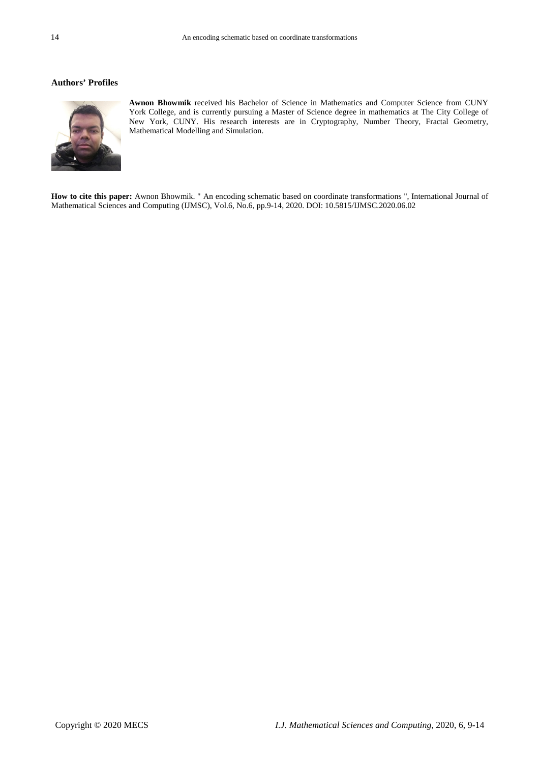### Authors' Profiles

**Awnon Bhowmik** received his Bachelor of Science in Mathematics and Computer Science from CUNY York College, and is currently pursuing a Master of Science degree in mathematics at The City College of New York, CUNY. His research interests are in Cryptography, Number Theory, Fractal Geometry, Mathematical Modelling and Simulation.

**How to cite this paper:** Awnon Bhowmik. " An encoding schematic based on coordinate transformations ", International Journal of Mathematical Sciences and Computing (IJMSC), Vol.6, No.6, pp.9-14, 2020. DOI: 10.5815/IJMSC.2020.06.02